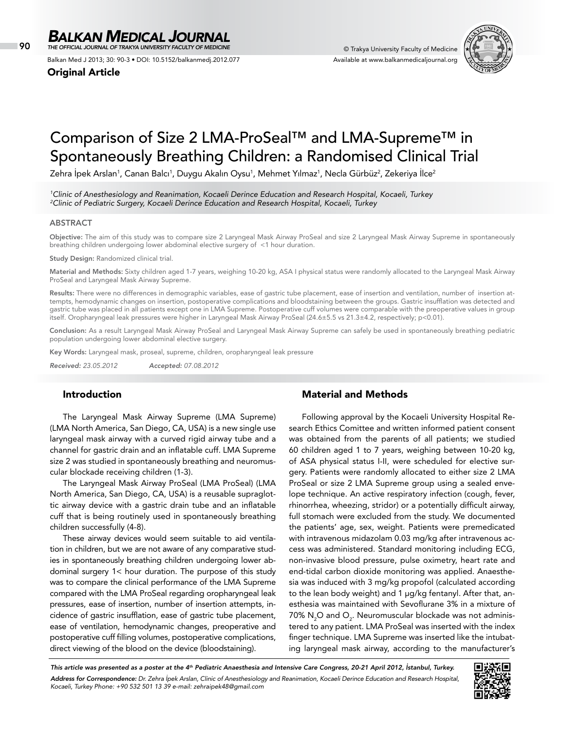# Comparison of Size 2 LMA-ProSeal™ and LMA-Supreme™ in Spontaneously Breathing Children: a Randomised Clinical Trial

Zehra İpek Arslan[1], Canan Balcı[1], Duygu Akalın Oysu[1], Mehmet Yılmaz[1], Necla Gürbüz[2], Zekeriya İlce[2]

*[1]Clinic of Anesthesiology and Reanimation, Kocaeli Derince Education and Research Hospital, Kocaeli, Turkey*
*[2]Clinic of Pediatric Surgery, Kocaeli Derince Education and Research Hospital, Kocaeli, Turkey*

## ABSTRACT

**Objective:** The aim of this study was to compare size 2 Laryngeal Mask Airway ProSeal and size 2 Laryngeal Mask Airway Supreme in spontaneously breathing children undergoing lower abdominal elective surgery of <1 hour duration.

**Study Design:** Randomized clinical trial.

**Material and Methods:** Sixty children aged 1-7 years, weighing 10-20 kg, ASA I physical status were randomly allocated to the Laryngeal Mask Airway ProSeal and Laryngeal Mask Airway Supreme.

**Results:** There were no differences in demographic variables, ease of gastric tube placement, ease of insertion and ventilation, number of insertion attempts, hemodynamic changes on insertion, postoperative complications and bloodstaining between the groups. Gastric insufflation was detected and gastric tube was placed in all patients except one in LMA Supreme. Postoperative cuff volumes were comparable with the preoperative values in group itself. Oropharyngeal leak pressures were higher in Laryngeal Mask Airway ProSeal (24.6±5.5 vs 21.3±4.2, respectively; $p<0.01$).

**Conclusion:** As a result Laryngeal Mask Airway ProSeal and Laryngeal Mask Airway Supreme can safely be used in spontaneously breathing pediatric population undergoing lower abdominal elective surgery.

**Key Words:** Laryngeal mask, proseal, supreme, children, oropharyngeal leak pressure

*Received: 23.05.2012* *Accepted: 07.08.2012*

## Introduction

The Laryngeal Mask Airway Supreme (LMA Supreme) (LMA North America, San Diego, CA, USA) is a new single use laryngeal mask airway with a curved rigid airway tube and a channel for gastric drain and an inflatable cuff. LMA Supreme size 2 was studied in spontaneously breathing and neuromuscular blockade receiving children (1-3).

The Laryngeal Mask Airway ProSeal (LMA ProSeal) (LMA North America, San Diego, CA, USA) is a reusable supraglottic airway device with a gastric drain tube and an inflatable cuff that is being routinely used in spontaneously breathing children successfully (4-8).

These airway devices would seem suitable to aid ventilation in children, but we are not aware of any comparative studies in spontaneously breathing children undergoing lower abdominal surgery 1< hour duration. The purpose of this study was to compare the clinical performance of the LMA Supreme compared with the LMA ProSeal regarding oropharyngeal leak pressures, ease of insertion, number of insertion attempts, incidence of gastric insufflation, ease of gastric tube placement, ease of ventilation, hemodynamic changes, preoperative and postoperative cuff filling volumes, postoperative complications, direct viewing of the blood on the device (bloodstaining).

## Material and Methods

Following approval by the Kocaeli University Hospital Research Ethics Comittee and written informed patient consent was obtained from the parents of all patients; we studied 60 children aged 1 to 7 years, weighing between 10-20 kg, of ASA physical status I-II, were scheduled for elective surgery. Patients were randomly allocated to either size 2 LMA ProSeal or size 2 LMA Supreme group using a sealed envelope technique. An active respiratory infection (cough, fever, rhinorrhea, wheezing, stridor) or a potentially difficult airway, full stomach were excluded from the study. We documented the patients' age, sex, weight. Patients were premedicated with intravenous midazolam 0.03 mg/kg after intravenous access was administered. Standard monitoring including ECG, non-invasive blood pressure, pulse oximetry, heart rate and end-tidal carbon dioxide monitoring was applied. Anaesthesia was induced with 3 mg/kg propofol (calculated according to the lean body weight) and 1 µg/kg fentanyl. After that, anesthesia was maintained with Sevoflurane 3% in a mixture of 70% $N_2O$ and $O_2$. Neuromuscular blockade was not administered to any patient. LMA ProSeal was inserted with the index finger technique. LMA Supreme was inserted like the intubating laryngeal mask airway, according to the manufacturer's

*This article was presented as a poster at the 4th Pediatric Anaesthesia and Intensive Care Congress, 20-21 April 2012, İstanbul, Turkey.*

***Address for Correspondence:*** *Dr. Zehra İpek Arslan, Clinic of Anesthesiology and Reanimation, Kocaeli Derince Education and Research Hospital, Kocaeli, Turkey Phone: +90 532 501 13 39 e-mail: zehraipek48@gmail.com*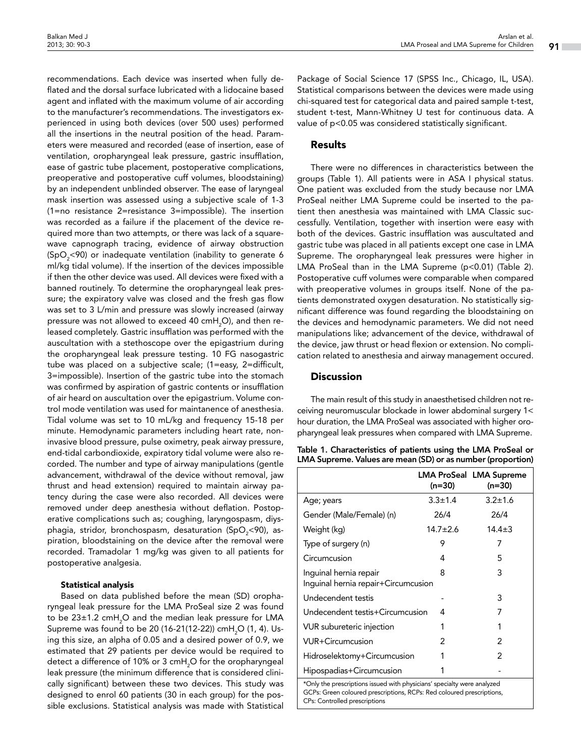recommendations. Each device was inserted when fully deflated and the dorsal surface lubricated with a lidocaine based agent and inflated with the maximum volume of air according to the manufacturer's recommendations. The investigators experienced in using both devices (over 500 uses) performed all the insertions in the neutral position of the head. Parameters were measured and recorded (ease of insertion, ease of ventilation, oropharyngeal leak pressure, gastric insufflation, ease of gastric tube placement, postoperative complications, preoperative and postoperative cuff volumes, bloodstaining) by an independent unblinded observer. The ease of laryngeal mask insertion was assessed using a subjective scale of 1-3 (1=no resistance 2=resistance 3=impossible). The insertion was recorded as a failure if the placement of the device required more than two attempts, or there was lack of a square-wave capnograph tracing, evidence of airway obstruction ($SpO_2$<90) or inadequate ventilation (inability to generate 6 ml/kg tidal volume). If the insertion of the devices impossible if then the other device was used. All devices were fixed with a banned routinely. To determine the oropharyngeal leak pressure; the expiratory valve was closed and the fresh gas flow was set to 3 L/min and pressure was slowly increased (airway pressure was not allowed to exceed 40 $cmH_2O$), and then released completely. Gastric insufflation was performed with the auscultation with a stethoscope over the epigastrium during the oropharyngeal leak pressure testing. 10 FG nasogastric tube was placed on a subjective scale; (1=easy, 2=difficult, 3=impossible). Insertion of the gastric tube into the stomach was confirmed by aspiration of gastric contents or insufflation of air heard on auscultation over the epigastrium. Volume control mode ventilation was used for maintanence of anesthesia. Tidal volume was set to 10 mL/kg and frequency 15-18 per minute. Hemodynamic parameters including heart rate, non-invasive blood pressure, pulse oximetry, peak airway pressure, end-tidal carbondioxide, expiratory tidal volume were also recorded. The number and type of airway manipulations (gentle advancement, withdrawal of the device without removal, jaw thrust and head extension) required to maintain airway patency during the case were also recorded. All devices were removed under deep anesthesia without deflation. Postoperative complications such as; coughing, laryngospasm, diysphagia, stridor, bronchospasm, desaturation ($SpO_2$<90), aspiration, bloodstaining on the device after the removal were recorded. Tramadolar 1 mg/kg was given to all patients for postoperative analgesia.

### Statistical analysis

Based on data published before the mean (SD) oropharyngeal leak pressure for the LMA ProSeal size 2 was found to be 23±1.2 $cmH_2O$ and the median leak pressure for LMA Supreme was found to be 20 (16-21(12-22)) $cmH_2O$ (1, 4). Using this size, an alpha of 0.05 and a desired power of 0.9, we estimated that 29 patients per device would be required to detect a difference of 10% or 3 $cmH_2O$ for the oropharyngeal leak pressure (the minimum difference that is considered clinically significant) between these two devices. This study was designed to enrol 60 patients (30 in each group) for the possible exclusions. Statistical analysis was made with Statistical Package of Social Science 17 (SPSS Inc., Chicago, IL, USA). Statistical comparisons between the devices were made using chi-squared test for categorical data and paired sample t-test, student t-test, Mann-Whitney U test for continuous data. A value of $p<0.05$ was considered statistically significant.

## Results

There were no differences in characteristics between the groups (Table 1). All patients were in ASA I physical status. One patient was excluded from the study because nor LMA ProSeal neither LMA Supreme could be inserted to the patient then anesthesia was maintained with LMA Classic successfully. Ventilation, together with insertion were easy with both of the devices. Gastric insufflation was auscultated and gastric tube was placed in all patients except one case in LMA Supreme. The oropharyngeal leak pressures were higher in LMA ProSeal than in the LMA Supreme ($p<0.01$) (Table 2). Postoperative cuff volumes were comparable when compared with preoperative volumes in groups itself. None of the patients demonstrated oxygen desaturation. No statistically significant difference was found regarding the bloodstaining on the devices and hemodynamic parameters. We did not need manipulations like; advancement of the device, withdrawal of the device, jaw thrust or head flexion or extension. No complication related to anesthesia and airway management occured.

## Discussion

The main result of this study in anaesthetised children not receiving neuromuscular blockade in lower abdominal surgery 1< hour duration, the LMA ProSeal was associated with higher oropharyngeal leak pressures when compared with LMA Supreme.

**Table 1. Characteristics of patients using the LMA ProSeal or LMA Supreme. Values are mean (SD) or as number (proportion)**

| | LMA ProSeal (n=30) | LMA Supreme (n=30) |
|---|---|---|
| Age; years | 3.3±1.4 | 3.2±1.6 |
| Gender (Male/Female) (n) | 26/4 | 26/4 |
| Weight (kg) | 14.7±2.6 | 14.4±3 |
| Type of surgery (n) | 9 | 7 |
| Circumcusion | 4 | 5 |
| Inguinal hernia repair | 8 | 3 |
| Inguinal hernia repair+Circumcusion | | |
| Undecendent testis | - | 3 |
| Undecendent testis+Circumcusion | 4 | 7 |
| VUR subureteric injection | 1 | 1 |
| VUR+Circumcusion | 2 | 2 |
| Hidroselektomy+Circumcusion | 1 | 2 |
| Hipospadias+Circumcusion | 1 | - |

*Only the prescriptions issued with physicians' specialty were analyzed
GCPs: Green coloured prescriptions, RCPs: Red coloured prescriptions, CPs: Controlled prescriptions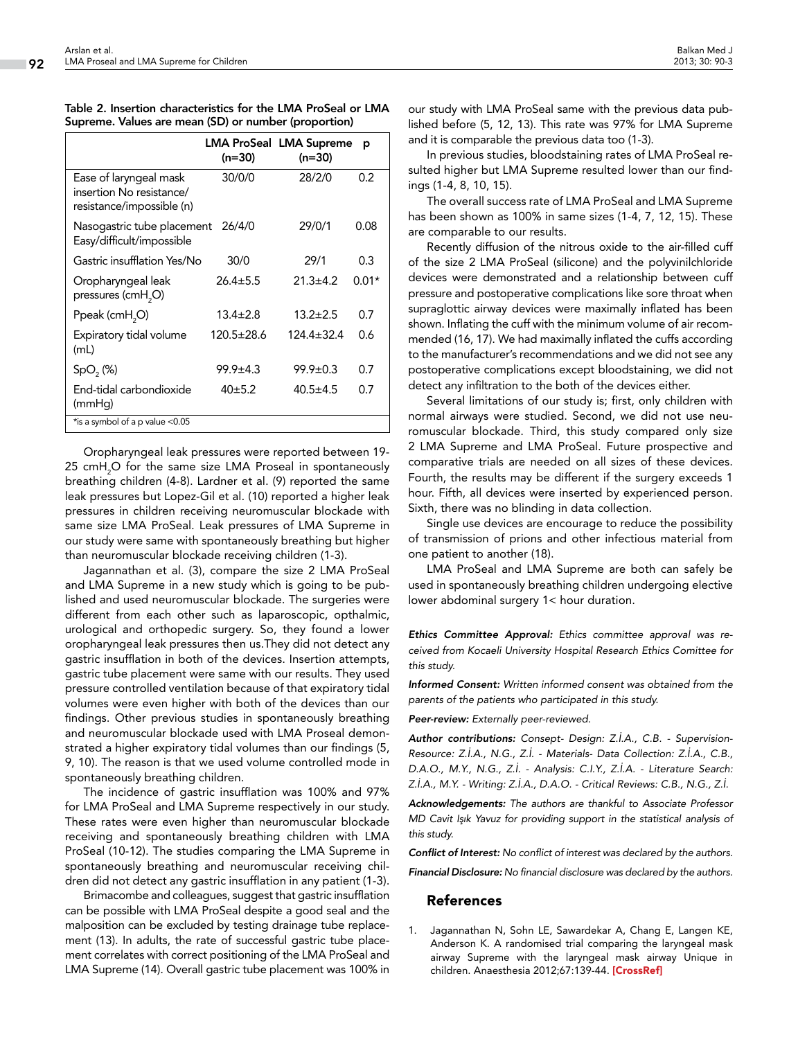**Table 2. Insertion characteristics for the LMA ProSeal or LMA Supreme. Values are mean (SD) or number (proportion)**

| | LMA ProSeal (n=30) | LMA Supreme (n=30) | p |
|---|---|---|---|
| Ease of laryngeal mask insertion No resistance/ resistance/impossible (n) | 30/0/0 | 28/2/0 | 0.2 |
| Nasogastric tube placement Easy/difficult/impossible | 26/4/0 | 29/0/1 | 0.08 |
| Gastric insufflation Yes/No | 30/0 | 29/1 | 0.3 |
| Oropharyngeal leak pressures (cm$H_2O$) | 26.4±5.5 | 21.3±4.2 | 0.01* |
| Ppeak (cm$H_2O$) | 13.4±2.8 | 13.2±2.5 | 0.7 |
| Expiratory tidal volume (mL) | 120.5±28.6 | 124.4±32.4 | 0.6 |
| $SpO_2$ (%) | 99.9±4.3 | 99.9±0.3 | 0.7 |
| End-tidal carbondioxide (mmHg) | 40±5.2 | 40.5±4.5 | 0.7 |

*is a symbol of a p value <0.05

Oropharyngeal leak pressures were reported between 19-25 cm$H_2O$ for the same size LMA Proseal in spontaneously breathing children (4-8). Lardner et al. (9) reported the same leak pressures but Lopez-Gil et al. (10) reported a higher leak pressures in children receiving neuromuscular blockade with same size LMA ProSeal. Leak pressures of LMA Supreme in our study were same with spontaneously breathing but higher than neuromuscular blockade receiving children (1-3).

Jagannathan et al. (3), compare the size 2 LMA ProSeal and LMA Supreme in a new study which is going to be published and used neuromuscular blockade. The surgeries were different from each other such as laparoscopic, opthalmic, urological and orthopedic surgery. So, they found a lower oropharyngeal leak pressures then us.They did not detect any gastric insufflation in both of the devices. Insertion attempts, gastric tube placement were same with our results. They used pressure controlled ventilation because of that expiratory tidal volumes were even higher with both of the devices than our findings. Other previous studies in spontaneously breathing and neuromuscular blockade used with LMA Proseal demonstrated a higher expiratory tidal volumes than our findings (5, 9, 10). The reason is that we used volume controlled mode in spontaneously breathing children.

The incidence of gastric insufflation was 100% and 97% for LMA ProSeal and LMA Supreme respectively in our study. These rates were even higher than neuromuscular blockade receiving and spontaneously breathing children with LMA ProSeal (10-12). The studies comparing the LMA Supreme in spontaneously breathing and neuromuscular receiving children did not detect any gastric insufflation in any patient (1-3).

Brimacombe and colleagues, suggest that gastric insufflation can be possible with LMA ProSeal despite a good seal and the malposition can be excluded by testing drainage tube replacement (13). In adults, the rate of successful gastric tube placement correlates with correct positioning of the LMA ProSeal and LMA Supreme (14). Overall gastric tube placement was 100% in our study with LMA ProSeal same with the previous data published before (5, 12, 13). This rate was 97% for LMA Supreme and it is comparable the previous data too (1-3).

In previous studies, bloodstaining rates of LMA ProSeal resulted higher but LMA Supreme resulted lower than our findings (1-4, 8, 10, 15).

The overall success rate of LMA ProSeal and LMA Supreme has been shown as 100% in same sizes (1-4, 7, 12, 15). These are comparable to our results.

Recently diffusion of the nitrous oxide to the air-filled cuff of the size 2 LMA ProSeal (silicone) and the polyvinilchloride devices were demonstrated and a relationship between cuff pressure and postoperative complications like sore throat when supraglottic airway devices were maximally inflated has been shown. Inflating the cuff with the minimum volume of air recommended (16, 17). We had maximally inflated the cuffs according to the manufacturer's recommendations and we did not see any postoperative complications except bloodstaining, we did not detect any infiltration to the both of the devices either.

Several limitations of our study is; first, only children with normal airways were studied. Second, we did not use neuromuscular blockade. Third, this study compared only size 2 LMA Supreme and LMA ProSeal. Future prospective and comparative trials are needed on all sizes of these devices. Fourth, the results may be different if the surgery exceeds 1 hour. Fifth, all devices were inserted by experienced person. Sixth, there was no blinding in data collection.

Single use devices are encourage to reduce the possibility of transmission of prions and other infectious material from one patient to another (18).

LMA ProSeal and LMA Supreme are both can safely be used in spontaneously breathing children undergoing elective lower abdominal surgery 1< hour duration.

***Ethics Committee Approval:*** *Ethics committee approval was received from Kocaeli University Hospital Research Ethics Comittee for this study.*

***Informed Consent:*** *Written informed consent was obtained from the parents of the patients who participated in this study.*

***Peer-review:*** *Externally peer-reviewed.*

***Author contributions:*** *Consept- Design: Z.İ.A., C.B. - Supervision-Resource: Z.İ.A., N.G., Z.İ. - Materials- Data Collection: Z.İ.A., C.B., D.A.O., M.Y., N.G., Z.İ. - Analysis: C.I.Y., Z.İ.A. - Literature Search: Z.İ.A., M.Y. - Writing: Z.İ.A., D.A.O. - Critical Reviews: C.B., N.G., Z.İ.*

***Acknowledgements:*** *The authors are thankful to Associate Professor MD Cavit Işık Yavuz for providing support in the statistical analysis of this study.*

***Conflict of Interest:*** *No conflict of interest was declared by the authors.*

***Financial Disclosure:*** *No financial disclosure was declared by the authors.*

## References

1. Jagannathan N, Sohn LE, Sawardekar A, Chang E, Langen KE, Anderson K. A randomised trial comparing the laryngeal mask airway Supreme with the laryngeal mask airway Unique in children. Anaesthesia 2012;67:139-44. **[CrossRef]**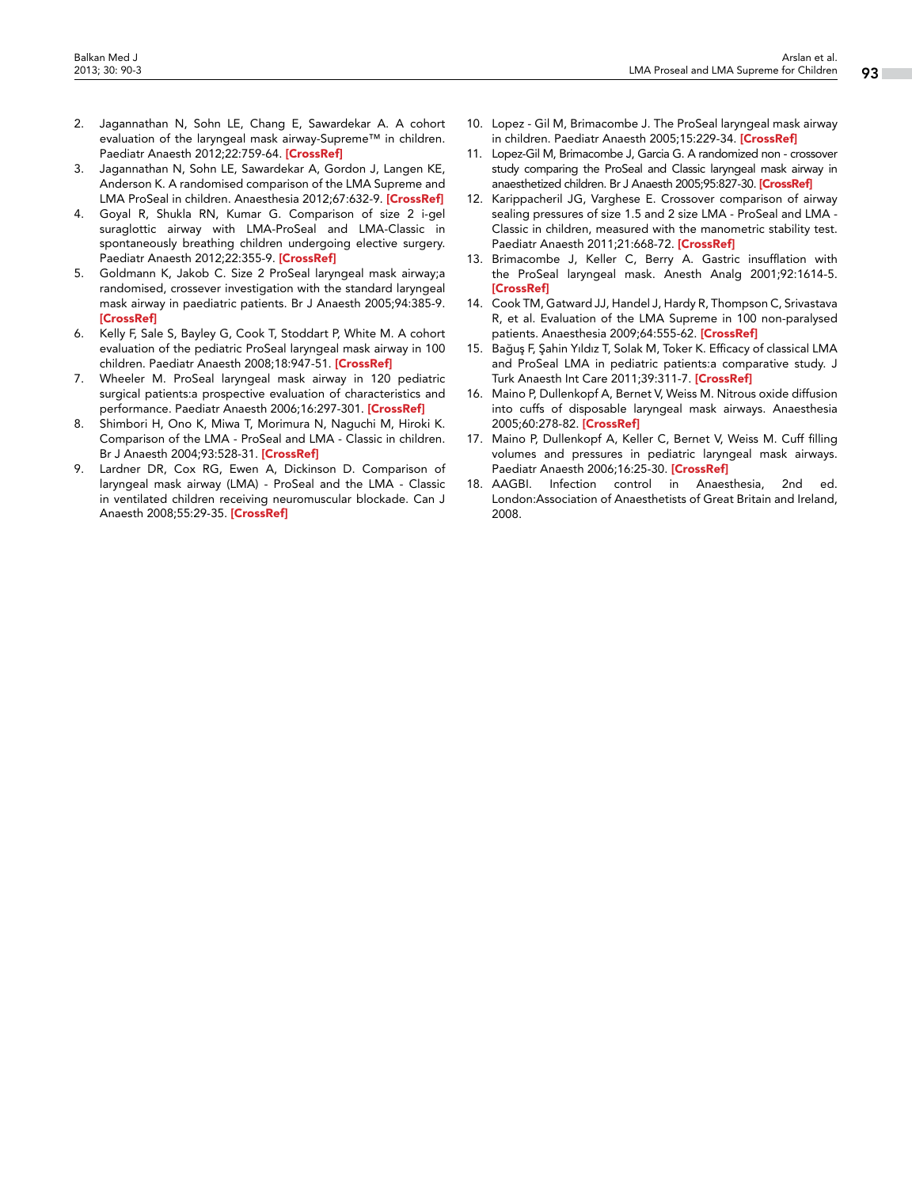2. Jagannathan N, Sohn LE, Chang E, Sawardekar A. A cohort evaluation of the laryngeal mask airway-Supreme™ in children. Paediatr Anaesth 2012;22:759-64. **[CrossRef]**
3. Jagannathan N, Sohn LE, Sawardekar A, Gordon J, Langen KE, Anderson K. A randomised comparison of the LMA Supreme and LMA ProSeal in children. Anaesthesia 2012;67:632-9. **[CrossRef]**
4. Goyal R, Shukla RN, Kumar G. Comparison of size 2 i-gel suraglottic airway with LMA-ProSeal and LMA-Classic in spontaneously breathing children undergoing elective surgery. Paediatr Anaesth 2012;22:355-9. **[CrossRef]**
5. Goldmann K, Jakob C. Size 2 ProSeal laryngeal mask airway;a randomised, crossever investigation with the standard laryngeal mask airway in paediatric patients. Br J Anaesth 2005;94:385-9. **[CrossRef]**
6. Kelly F, Sale S, Bayley G, Cook T, Stoddart P, White M. A cohort evaluation of the pediatric ProSeal laryngeal mask airway in 100 children. Paediatr Anaesth 2008;18:947-51. **[CrossRef]**
7. Wheeler M. ProSeal laryngeal mask airway in 120 pediatric surgical patients:a prospective evaluation of characteristics and performance. Paediatr Anaesth 2006;16:297-301. **[CrossRef]**
8. Shimbori H, Ono K, Miwa T, Morimura N, Naguchi M, Hiroki K. Comparison of the LMA - ProSeal and LMA - Classic in children. Br J Anaesth 2004;93:528-31. **[CrossRef]**
9. Lardner DR, Cox RG, Ewen A, Dickinson D. Comparison of laryngeal mask airway (LMA) - ProSeal and the LMA - Classic in ventilated children receiving neuromuscular blockade. Can J Anaesth 2008;55:29-35. **[CrossRef]**
10. Lopez - Gil M, Brimacombe J. The ProSeal laryngeal mask airway in children. Paediatr Anaesth 2005;15:229-34. **[CrossRef]**
11. Lopez-Gil M, Brimacombe J, Garcia G. A randomized non - crossover study comparing the ProSeal and Classic laryngeal mask airway in anaesthetized children. Br J Anaesth 2005;95:827-30. **[CrossRef]**
12. Karippacheril JG, Varghese E. Crossover comparison of airway sealing pressures of size 1.5 and 2 size LMA - ProSeal and LMA - Classic in children, measured with the manometric stability test. Paediatr Anaesth 2011;21:668-72. **[CrossRef]**
13. Brimacombe J, Keller C, Berry A. Gastric insufflation with the ProSeal laryngeal mask. Anesth Analg 2001;92:1614-5. **[CrossRef]**
14. Cook TM, Gatward JJ, Handel J, Hardy R, Thompson C, Srivastava R, et al. Evaluation of the LMA Supreme in 100 non-paralysed patients. Anaesthesia 2009;64:555-62. **[CrossRef]**
15. Bağuş F, Şahin Yıldız T, Solak M, Toker K. Efficacy of classical LMA and ProSeal LMA in pediatric patients:a comparative study. J Turk Anaesth Int Care 2011;39:311-7. **[CrossRef]**
16. Maino P, Dullenkopf A, Bernet V, Weiss M. Nitrous oxide diffusion into cuffs of disposable laryngeal mask airways. Anaesthesia 2005;60:278-82. **[CrossRef]**
17. Maino P, Dullenkopf A, Keller C, Bernet V, Weiss M. Cuff filling volumes and pressures in pediatric laryngeal mask airways. Paediatr Anaesth 2006;16:25-30. **[CrossRef]**
18. AAGBI. Infection control in Anaesthesia, 2nd ed. London:Association of Anaesthetists of Great Britain and Ireland, 2008.